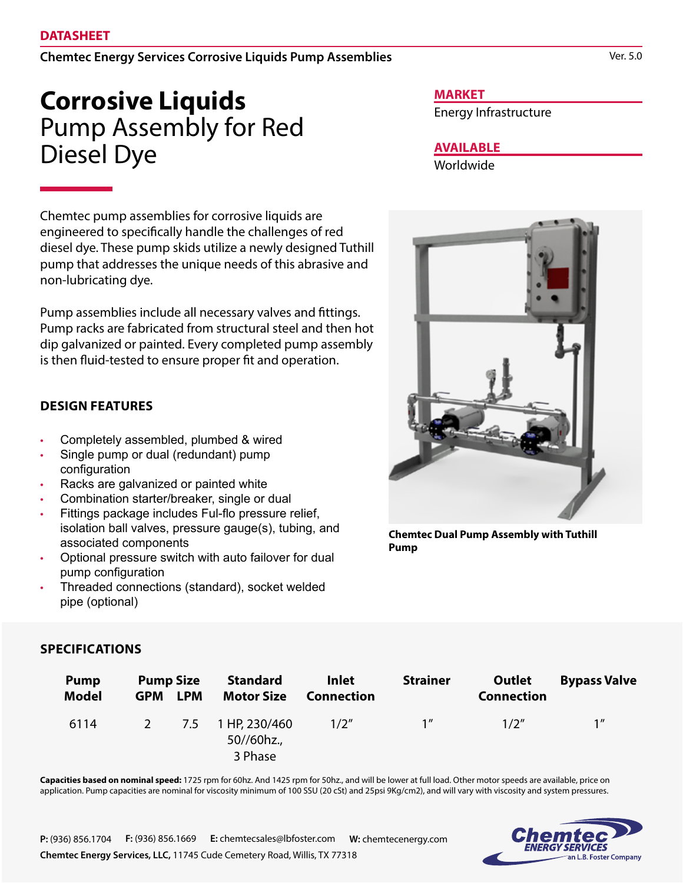DATASHEET

Chemtec Energy Services Corrosive Liquids Pump Assemblies

Ver. 5.0

# **Corrosive Liquids** Pump Assembly for Red Diesel Dye

## MARKET

Energy Infrastructure

## AVAILABLE

Worldwide

Chemtec pump assemblies for corrosive liquids are engineered to specifically handle the challenges of red diesel dye. These pump skids utilize a newly designed Tuthill pump that addresses the unique needs of this abrasive and non-lubricating dye.

Pump assemblies include all necessary valves and fittings. Pump racks are fabricated from structural steel and then hot dip galvanized or painted. Every completed pump assembly is then fluid-tested to ensure proper fit and operation.

**Chemtec Dual Pump Assembly with Tuthill Pump**

## DESIGN FEATURES

- Completely assembled, plumbed & wired
- Single pump or dual (redundant) pump configuration
- Racks are galvanized or painted white
- Combination starter/breaker, single or dual
- Fittings package includes Ful-flo pressure relief, isolation ball valves, pressure gauge(s), tubing, and associated components
- Optional pressure switch with auto failover for dual pump configuration
- Threaded connections (standard), socket welded pipe (optional)

## SPECIFICATIONS

| Pump Model | Pump Size GPM | Pump Size LPM | Standard Motor Size | Inlet Connection | Strainer | Outlet Connection | Bypass Valve |
|---|---|---|---|---|---|---|---|
| 6114 | 2 | 7.5 | 1 HP, 230/460 50//60hz., 3 Phase | 1/2″ | 1″ | 1/2″ | 1″ |

**Capacities based on nominal speed:** 1725 rpm for 60hz. And 1425 rpm for 50hz., and will be lower at full load. Other motor speeds are available, price on application. Pump capacities are nominal for viscosity minimum of 100 SSU (20 cSt) and 25psi 9Kg/cm2), and will vary with viscosity and system pressures.

**P:** (936) 856.1704 **F:** (936) 856.1669 **E:** chemtecsales@lbfoster.com **W:** chemtecenergy.com

**Chemtec Energy Services, LLC,** 11745 Cude Cemetery Road, Willis, TX 77318

Chemtec ENERGY SERVICES an L.B. Foster Company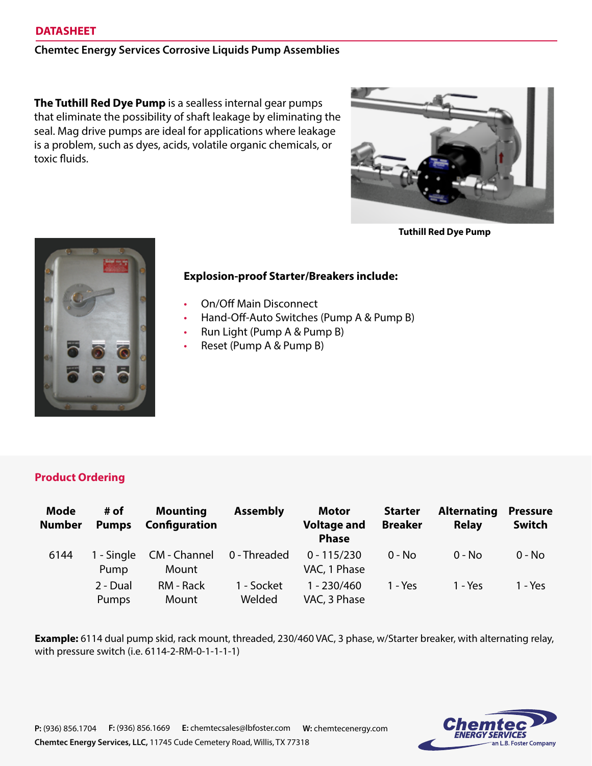**DATASHEET**

**Chemtec Energy Services Corrosive Liquids Pump Assemblies**

**The Tuthill Red Dye Pump** is a sealless internal gear pumps that eliminate the possibility of shaft leakage by eliminating the seal. Mag drive pumps are ideal for applications where leakage is a problem, such as dyes, acids, volatile organic chemicals, or toxic fluids.

**Tuthill Red Dye Pump**

**Explosion-proof Starter/Breakers include:**

- On/Off Main Disconnect
- Hand-Off-Auto Switches (Pump A & Pump B)
- Run Light (Pump A & Pump B)
- Reset (Pump A & Pump B)

## Product Ordering

| Mode Number | # of Pumps | Mounting Configuration | Assembly | Motor Voltage and Phase | Starter Breaker | Alternating Relay | Pressure Switch |
|---|---|---|---|---|---|---|---|
| 6144 | 1 - Single Pump | CM - Channel Mount | 0 - Threaded | 0 - 115/230 VAC, 1 Phase | 0 - No | 0 - No | 0 - No |
| | 2 - Dual Pumps | RM - Rack Mount | 1 - Socket Welded | 1 - 230/460 VAC, 3 Phase | 1 - Yes | 1 - Yes | 1 - Yes |

**Example:** 6114 dual pump skid, rack mount, threaded, 230/460 VAC, 3 phase, w/Starter breaker, with alternating relay, with pressure switch (i.e. 6114-2-RM-0-1-1-1-1)

**P:** (936) 856.1704 **F:** (936) 856.1669 **E:** chemtecsales@lbfoster.com **W:** chemtecenergy.com
**Chemtec Energy Services, LLC,** 11745 Cude Cemetery Road, Willis, TX 77318

Chemtec ENERGY SERVICES an L.B. Foster Company